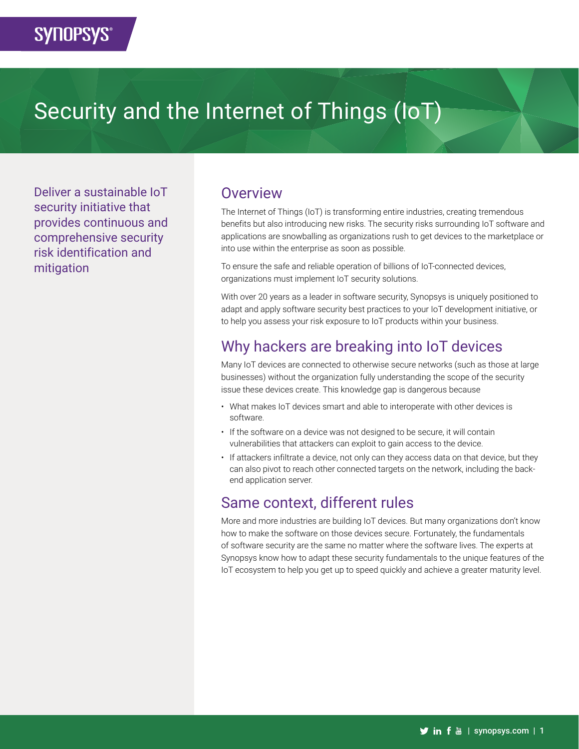# Security and the Internet of Things (IoT)

Deliver a sustainable IoT security initiative that provides continuous and comprehensive security risk identification and mitigation

## Overview

The Internet of Things (IoT) is transforming entire industries, creating tremendous benefits but also introducing new risks. The security risks surrounding IoT software and applications are snowballing as organizations rush to get devices to the marketplace or into use within the enterprise as soon as possible.

To ensure the safe and reliable operation of billions of IoT-connected devices, organizations must implement IoT security solutions.

With over 20 years as a leader in software security, Synopsys is uniquely positioned to adapt and apply software security best practices to your IoT development initiative, or to help you assess your risk exposure to IoT products within your business.

## Why hackers are breaking into IoT devices

Many IoT devices are connected to otherwise secure networks (such as those at large businesses) without the organization fully understanding the scope of the security issue these devices create. This knowledge gap is dangerous because

- What makes IoT devices smart and able to interoperate with other devices is software.
- If the software on a device was not designed to be secure, it will contain vulnerabilities that attackers can exploit to gain access to the device.
- If attackers infiltrate a device, not only can they access data on that device, but they can also pivot to reach other connected targets on the network, including the back-end application server.

## Same context, different rules

More and more industries are building IoT devices. But many organizations don't know how to make the software on those devices secure. Fortunately, the fundamentals of software security are the same no matter where the software lives. The experts at Synopsys know how to adapt these security fundamentals to the unique features of the IoT ecosystem to help you get up to speed quickly and achieve a greater maturity level.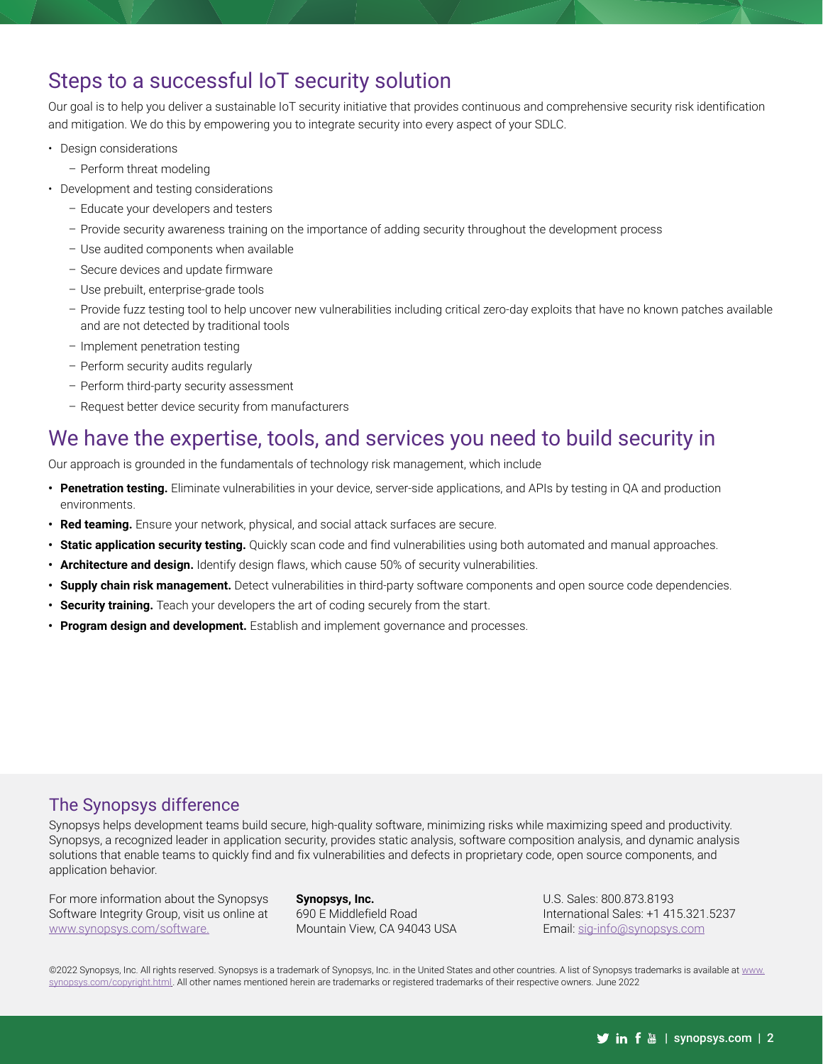## Steps to a successful IoT security solution

Our goal is to help you deliver a sustainable IoT security initiative that provides continuous and comprehensive security risk identification and mitigation. We do this by empowering you to integrate security into every aspect of your SDLC.

- Design considerations
  - Perform threat modeling
- Development and testing considerations
  - Educate your developers and testers
  - Provide security awareness training on the importance of adding security throughout the development process
  - Use audited components when available
  - Secure devices and update firmware
  - Use prebuilt, enterprise-grade tools
  - Provide fuzz testing tool to help uncover new vulnerabilities including critical zero-day exploits that have no known patches available and are not detected by traditional tools
  - Implement penetration testing
  - Perform security audits regularly
  - Perform third-party security assessment
  - Request better device security from manufacturers

## We have the expertise, tools, and services you need to build security in

Our approach is grounded in the fundamentals of technology risk management, which include

- **Penetration testing.** Eliminate vulnerabilities in your device, server-side applications, and APIs by testing in QA and production environments.
- **Red teaming.** Ensure your network, physical, and social attack surfaces are secure.
- **Static application security testing.** Quickly scan code and find vulnerabilities using both automated and manual approaches.
- **Architecture and design.** Identify design flaws, which cause 50% of security vulnerabilities.
- **Supply chain risk management.** Detect vulnerabilities in third-party software components and open source code dependencies.
- **Security training.** Teach your developers the art of coding securely from the start.
- **Program design and development.** Establish and implement governance and processes.

## The Synopsys difference

Synopsys helps development teams build secure, high-quality software, minimizing risks while maximizing speed and productivity. Synopsys, a recognized leader in application security, provides static analysis, software composition analysis, and dynamic analysis solutions that enable teams to quickly find and fix vulnerabilities and defects in proprietary code, open source components, and application behavior.

For more information about the Synopsys Software Integrity Group, visit us online at www.synopsys.com/software.

**Synopsys, Inc.**
690 E Middlefield Road
Mountain View, CA 94043 USA

U.S. Sales: 800.873.8193
International Sales: +1 415.321.5237
Email: sig-info@synopsys.com

©2022 Synopsys, Inc. All rights reserved. Synopsys is a trademark of Synopsys, Inc. in the United States and other countries. A list of Synopsys trademarks is available at www.synopsys.com/copyright.html. All other names mentioned herein are trademarks or registered trademarks of their respective owners. June 2022